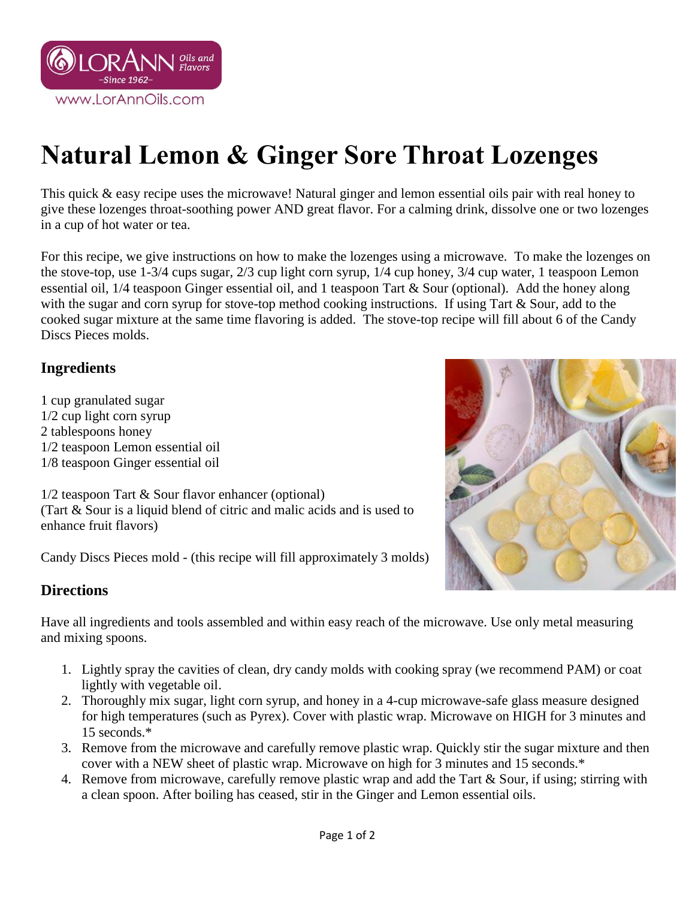# Natural Lemon & Ginger Sore Throat Lozenges

This quick & easy recipe uses the microwave! Natural ginger and lemon essential oils pair with real honey to give these lozenges throat-soothing power AND great flavor. For a calming drink, dissolve one or two lozenges in a cup of hot water or tea.

For this recipe, we give instructions on how to make the lozenges using a microwave. To make the lozenges on the stove-top, use 1-3/4 cups sugar, 2/3 cup light corn syrup, 1/4 cup honey, 3/4 cup water, 1 teaspoon Lemon essential oil, 1/4 teaspoon Ginger essential oil, and 1 teaspoon Tart & Sour (optional). Add the honey along with the sugar and corn syrup for stove-top method cooking instructions. If using Tart & Sour, add to the cooked sugar mixture at the same time flavoring is added. The stove-top recipe will fill about 6 of the Candy Discs Pieces molds.

## Ingredients

1 cup granulated sugar
1/2 cup light corn syrup
2 tablespoons honey
1/2 teaspoon Lemon essential oil
1/8 teaspoon Ginger essential oil

1/2 teaspoon Tart & Sour flavor enhancer (optional)
(Tart & Sour is a liquid blend of citric and malic acids and is used to enhance fruit flavors)

Candy Discs Pieces mold - (this recipe will fill approximately 3 molds)

## Directions

Have all ingredients and tools assembled and within easy reach of the microwave. Use only metal measuring and mixing spoons.

1. Lightly spray the cavities of clean, dry candy molds with cooking spray (we recommend PAM) or coat lightly with vegetable oil.
2. Thoroughly mix sugar, light corn syrup, and honey in a 4-cup microwave-safe glass measure designed for high temperatures (such as Pyrex). Cover with plastic wrap. Microwave on HIGH for 3 minutes and 15 seconds.*
3. Remove from the microwave and carefully remove plastic wrap. Quickly stir the sugar mixture and then cover with a NEW sheet of plastic wrap. Microwave on high for 3 minutes and 15 seconds.*
4. Remove from microwave, carefully remove plastic wrap and add the Tart & Sour, if using; stirring with a clean spoon. After boiling has ceased, stir in the Ginger and Lemon essential oils.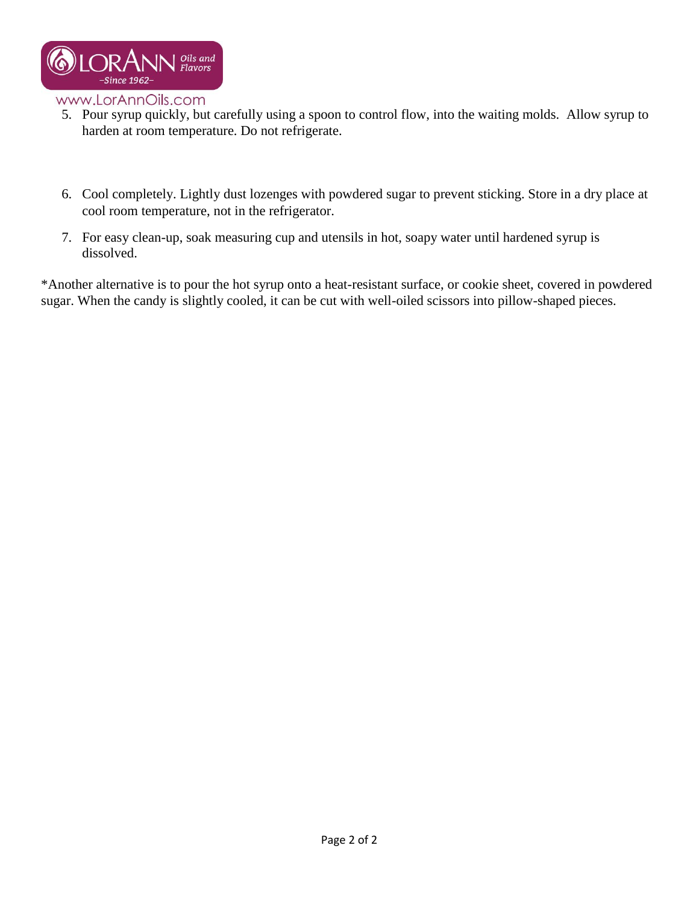5. Pour syrup quickly, but carefully using a spoon to control flow, into the waiting molds. Allow syrup to harden at room temperature. Do not refrigerate.

6. Cool completely. Lightly dust lozenges with powdered sugar to prevent sticking. Store in a dry place at cool room temperature, not in the refrigerator.

7. For easy clean-up, soak measuring cup and utensils in hot, soapy water until hardened syrup is dissolved.

*Another alternative is to pour the hot syrup onto a heat-resistant surface, or cookie sheet, covered in powdered sugar. When the candy is slightly cooled, it can be cut with well-oiled scissors into pillow-shaped pieces.